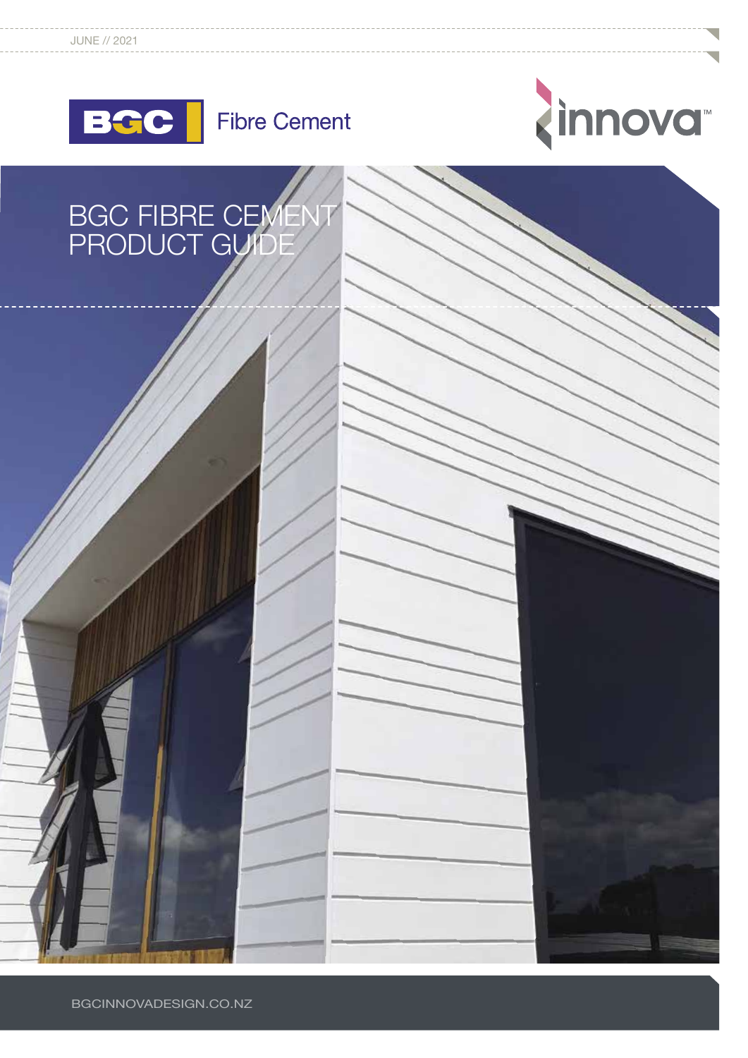JUNE // 2021

BGC Fibre Cement

innova™

# BGC FIBRE CEMENT PRODUCT GUIDE

BGCINNOVADESIGN.CO.NZ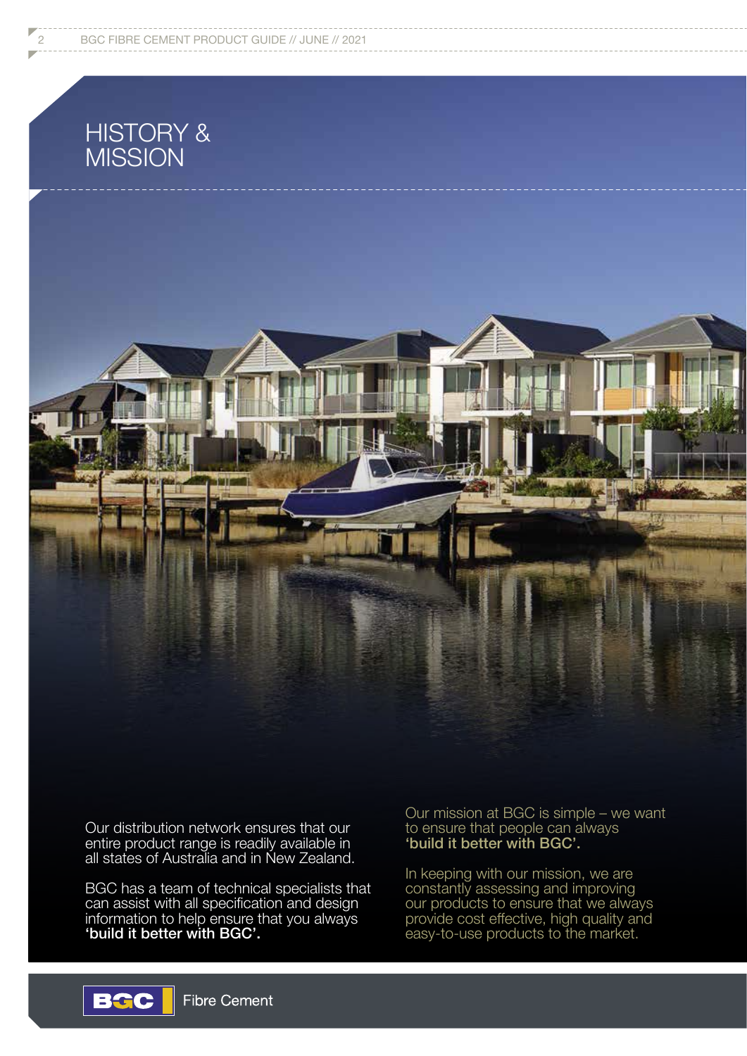# HISTORY & MISSION

Our distribution network ensures that our entire product range is readily available in all states of Australia and in New Zealand.

BGC has a team of technical specialists that can assist with all specification and design information to help ensure that you always **'build it better with BGC'.**

Our mission at BGC is simple – we want to ensure that people can always **'build it better with BGC'.**

In keeping with our mission, we are constantly assessing and improving our products to ensure that we always provide cost effective, high quality and easy-to-use products to the market.

BGC Fibre Cement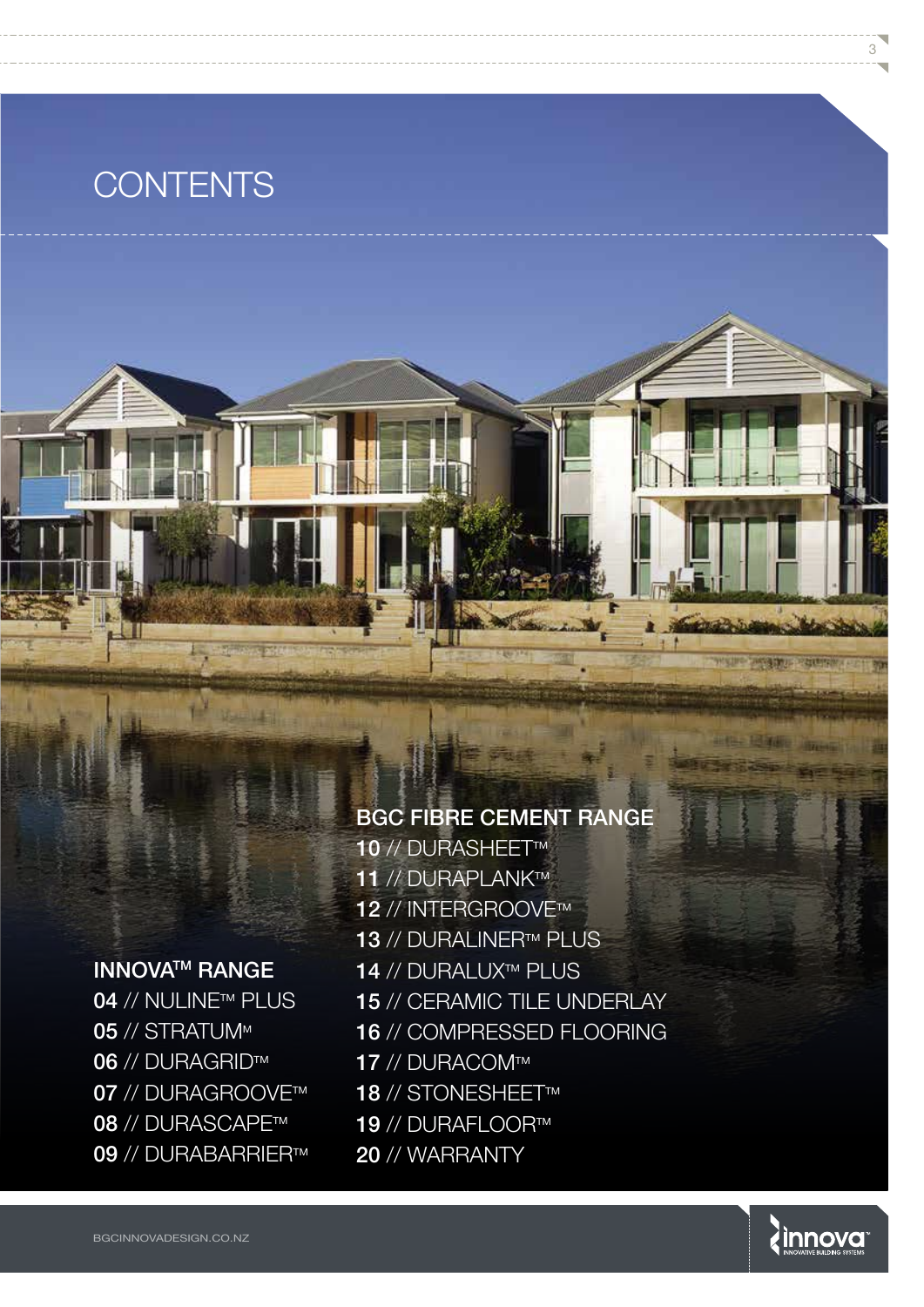# CONTENTS

## INNOVA™ RANGE

**04** // NULINE™ PLUS
**05** // STRATUM™
**06** // DURAGRID™
**07** // DURAGROOVE™
**08** // DURASCAPE™
**09** // DURABARRIER™

## BGC FIBRE CEMENT RANGE

**10** // DURASHEET™
**11** // DURAPLANK™
**12** // INTERGROOVE™
**13** // DURALINER™ PLUS
**14** // DURALUX™ PLUS
**15** // CERAMIC TILE UNDERLAY
**16** // COMPRESSED FLOORING
**17** // DURACOM™
**18** // STONESHEET™
**19** // DURAFLOOR™
**20** // WARRANTY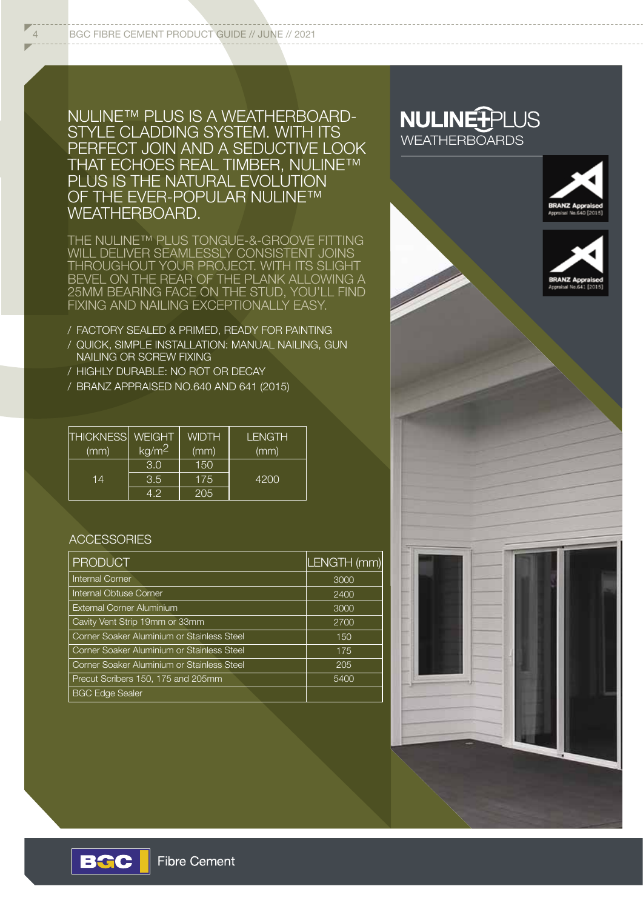# NULINE™ PLUS IS A WEATHERBOARD-STYLE CLADDING SYSTEM. WITH ITS PERFECT JOIN AND A SEDUCTIVE LOOK THAT ECHOES REAL TIMBER, NULINE™ PLUS IS THE NATURAL EVOLUTION OF THE EVER-POPULAR NULINE™ WEATHERBOARD.

THE NULINE™ PLUS TONGUE-&-GROOVE FITTING WILL DELIVER SEAMLESSLY CONSISTENT JOINS THROUGHOUT YOUR PROJECT. WITH ITS SLIGHT BEVEL ON THE REAR OF THE PLANK ALLOWING A 25MM BEARING FACE ON THE STUD, YOU'LL FIND FIXING AND NAILING EXCEPTIONALLY EASY.

- FACTORY SEALED & PRIMED, READY FOR PAINTING
- QUICK, SIMPLE INSTALLATION: MANUAL NAILING, GUN NAILING OR SCREW FIXING
- HIGHLY DURABLE: NO ROT OR DECAY
- BRANZ APPRAISED NO.640 AND 641 (2015)

| THICKNESS (mm) | WEIGHT $kg/m^2$ | WIDTH (mm) | LENGTH (mm) |
|---|---|---|---|
| 14 | 3.0 | 150 | 4200 |
| | 3.5 | 175 | |
| | 4.2 | 205 | |

## ACCESSORIES

| PRODUCT | LENGTH (mm) |
|---|---|
| Internal Corner | 3000 |
| Internal Obtuse Corner | 2400 |
| External Corner Aluminium | 3000 |
| Cavity Vent Strip 19mm or 33mm | 2700 |
| Corner Soaker Aluminium or Stainless Steel | 150 |
| Corner Soaker Aluminium or Stainless Steel | 175 |
| Corner Soaker Aluminium or Stainless Steel | 205 |
| Precut Scribers 150, 175 and 205mm | 5400 |
| BGC Edge Sealer | |

## NULINE PLUS WEATHERBOARDS

BRANZ Appraised Appraisal No.640 [2015]

BRANZ Appraised Appraisal No.641 [2015]

BGC Fibre Cement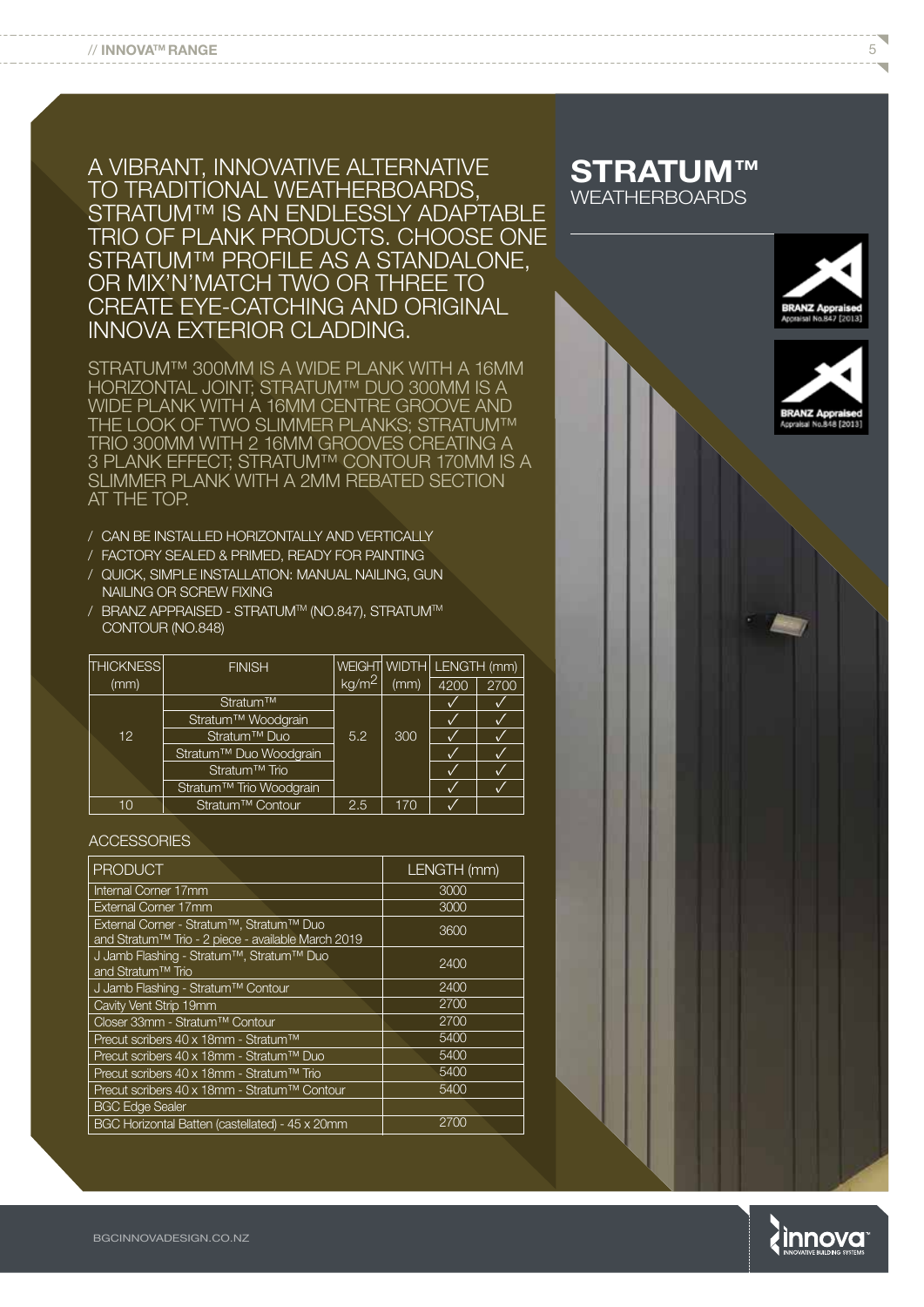# STRATUM™ WEATHERBOARDS

## A VIBRANT, INNOVATIVE ALTERNATIVE TO TRADITIONAL WEATHERBOARDS, STRATUM™ IS AN ENDLESSLY ADAPTABLE TRIO OF PLANK PRODUCTS. CHOOSE ONE STRATUM™ PROFILE AS A STANDALONE, OR MIX'N'MATCH TWO OR THREE TO CREATE EYE-CATCHING AND ORIGINAL INNOVA EXTERIOR CLADDING.

STRATUM™ 300MM IS A WIDE PLANK WITH A 16MM HORIZONTAL JOINT; STRATUM™ DUO 300MM IS A WIDE PLANK WITH A 16MM CENTRE GROOVE AND THE LOOK OF TWO SLIMMER PLANKS; STRATUM™ TRIO 300MM WITH 2 16MM GROOVES CREATING A 3 PLANK EFFECT; STRATUM™ CONTOUR 170MM IS A SLIMMER PLANK WITH A 2MM REBATED SECTION AT THE TOP.

- CAN BE INSTALLED HORIZONTALLY AND VERTICALLY
- FACTORY SEALED & PRIMED, READY FOR PAINTING
- QUICK, SIMPLE INSTALLATION: MANUAL NAILING, GUN NAILING OR SCREW FIXING
- BRANZ APPRAISED - STRATUM™ (NO.847), STRATUM™ CONTOUR (NO.848)

| THICKNESS (mm) | FINISH | WEIGHT kg/m$^2$ | WIDTH (mm) | LENGTH (mm) | |
|---|---|---|---|---|---|
| | | | | 4200 | 2700 |
| 12 | Stratum™ | 5.2 | 300 | ✓ | ✓ |
| | Stratum™ Woodgrain | | | ✓ | ✓ |
| | Stratum™ Duo | | | ✓ | ✓ |
| | Stratum™ Duo Woodgrain | | | ✓ | ✓ |
| | Stratum™ Trio | | | ✓ | ✓ |
| | Stratum™ Trio Woodgrain | | | ✓ | ✓ |
| 10 | Stratum™ Contour | 2.5 | 170 | ✓ | |

ACCESSORIES

| PRODUCT | LENGTH (mm) |
|---|---|
| Internal Corner 17mm | 3000 |
| External Corner 17mm | 3000 |
| External Corner - Stratum™, Stratum™ Duo and Stratum™ Trio - 2 piece - available March 2019 | 3600 |
| J Jamb Flashing - Stratum™, Stratum™ Duo and Stratum™ Trio | 2400 |
| J Jamb Flashing - Stratum™ Contour | 2400 |
| Cavity Vent Strip 19mm | 2700 |
| Closer 33mm - Stratum™ Contour | 2700 |
| Precut scribers 40 x 18mm - Stratum™ | 5400 |
| Precut scribers 40 x 18mm - Stratum™ Duo | 5400 |
| Precut scribers 40 x 18mm - Stratum™ Trio | 5400 |
| Precut scribers 40 x 18mm - Stratum™ Contour | 5400 |
| BGC Edge Sealer | |
| BGC Horizontal Batten (castellated) - 45 x 20mm | 2700 |

BRANZ Appraised Appraisal No.847 [2013]

BRANZ Appraised Appraisal No.848 [2013]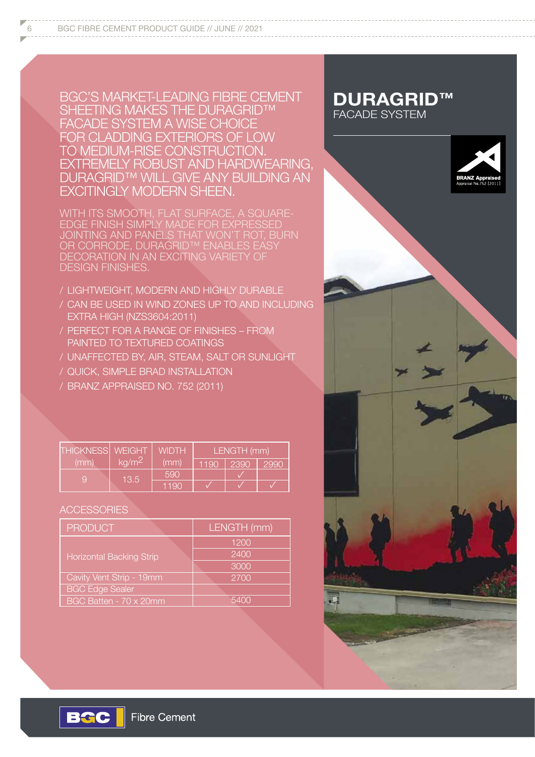# DURAGRID™

## FACADE SYSTEM

BRANZ Appraised
Appraisal No.752 [2011]

BGC'S MARKET-LEADING FIBRE CEMENT SHEETING MAKES THE DURAGRID™ FACADE SYSTEM A WISE CHOICE FOR CLADDING EXTERIORS OF LOW TO MEDIUM-RISE CONSTRUCTION. EXTREMELY ROBUST AND HARDWEARING, DURAGRID™ WILL GIVE ANY BUILDING AN EXCITINGLY MODERN SHEEN.

WITH ITS SMOOTH, FLAT SURFACE, A SQUARE-EDGE FINISH SIMPLY MADE FOR EXPRESSED JOINTING AND PANELS THAT WON'T ROT, BURN OR CORRODE, DURAGRID™ ENABLES EASY DECORATION IN AN EXCITING VARIETY OF DESIGN FINISHES.

- LIGHTWEIGHT, MODERN AND HIGHLY DURABLE
- CAN BE USED IN WIND ZONES UP TO AND INCLUDING EXTRA HIGH (NZS3604:2011)
- PERFECT FOR A RANGE OF FINISHES – FROM PAINTED TO TEXTURED COATINGS
- UNAFFECTED BY, AIR, STEAM, SALT OR SUNLIGHT
- QUICK, SIMPLE BRAD INSTALLATION
- BRANZ APPRAISED NO. 752 (2011)

| THICKNESS (mm) | WEIGHT kg/m$^2$ | WIDTH (mm) | LENGTH (mm) | | |
|---|---|---|---|---|---|
| | | | 1190 | 2390 | 2990 |
| 9 | 13.5 | 590 | | ✓ | |
| | | 1190 | ✓ | ✓ | ✓ |

### ACCESSORIES

| PRODUCT | LENGTH (mm) |
|---|---|
| Horizontal Backing Strip | 1200 |
| | 2400 |
| | 3000 |
| Cavity Vent Strip - 19mm | 2700 |
| BGC Edge Sealer | |
| BGC Batten - 70 x 20mm | 5400 |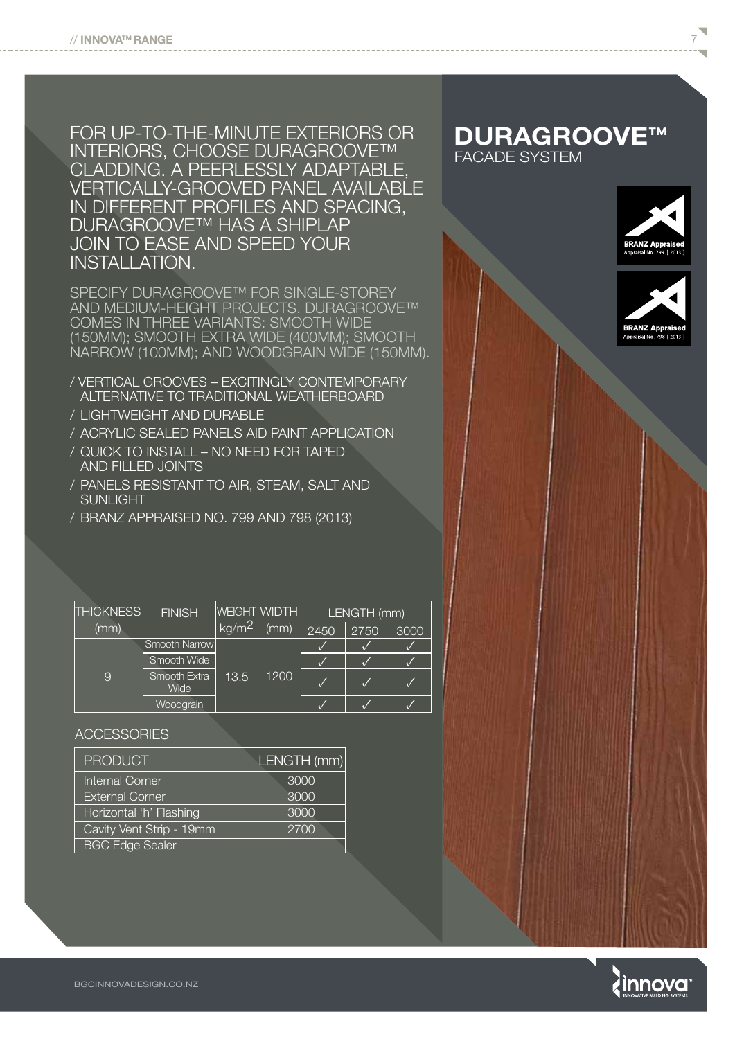# DURAGROOVE™

FACADE SYSTEM

FOR UP-TO-THE-MINUTE EXTERIORS OR INTERIORS, CHOOSE DURAGROOVE™ CLADDING. A PEERLESSLY ADAPTABLE, VERTICALLY-GROOVED PANEL AVAILABLE IN DIFFERENT PROFILES AND SPACING, DURAGROOVE™ HAS A SHIPLAP JOIN TO EASE AND SPEED YOUR INSTALLATION.

SPECIFY DURAGROOVE™ FOR SINGLE-STOREY AND MEDIUM-HEIGHT PROJECTS. DURAGROOVE™ COMES IN THREE VARIANTS: SMOOTH WIDE (150MM); SMOOTH EXTRA WIDE (400MM); SMOOTH NARROW (100MM); AND WOODGRAIN WIDE (150MM).

/ VERTICAL GROOVES – EXCITINGLY CONTEMPORARY ALTERNATIVE TO TRADITIONAL WEATHERBOARD
/ LIGHTWEIGHT AND DURABLE
/ ACRYLIC SEALED PANELS AID PAINT APPLICATION
/ QUICK TO INSTALL – NO NEED FOR TAPED AND FILLED JOINTS
/ PANELS RESISTANT TO AIR, STEAM, SALT AND SUNLIGHT
/ BRANZ APPRAISED NO. 799 AND 798 (2013)

BRANZ Appraised Appraisal No. 799 [2013]

BRANZ Appraised Appraisal No. 798 [2013]

| THICKNESS (mm) | FINISH | WEIGHT kg/m² | WIDTH (mm) | LENGTH (mm) | | |
|---|---|---|---|---|---|---|
| | | | | 2450 | 2750 | 3000 |
| 9 | Smooth Narrow | 13.5 | 1200 | ✓ | ✓ | ✓ |
| | Smooth Wide | | | ✓ | ✓ | ✓ |
| | Smooth Extra Wide | | | ✓ | ✓ | ✓ |
| | Woodgrain | | | ✓ | ✓ | ✓ |

ACCESSORIES

| PRODUCT | LENGTH (mm) |
|---|---|
| Internal Corner | 3000 |
| External Corner | 3000 |
| Horizontal 'h' Flashing | 3000 |
| Cavity Vent Strip - 19mm | 2700 |
| BGC Edge Sealer | |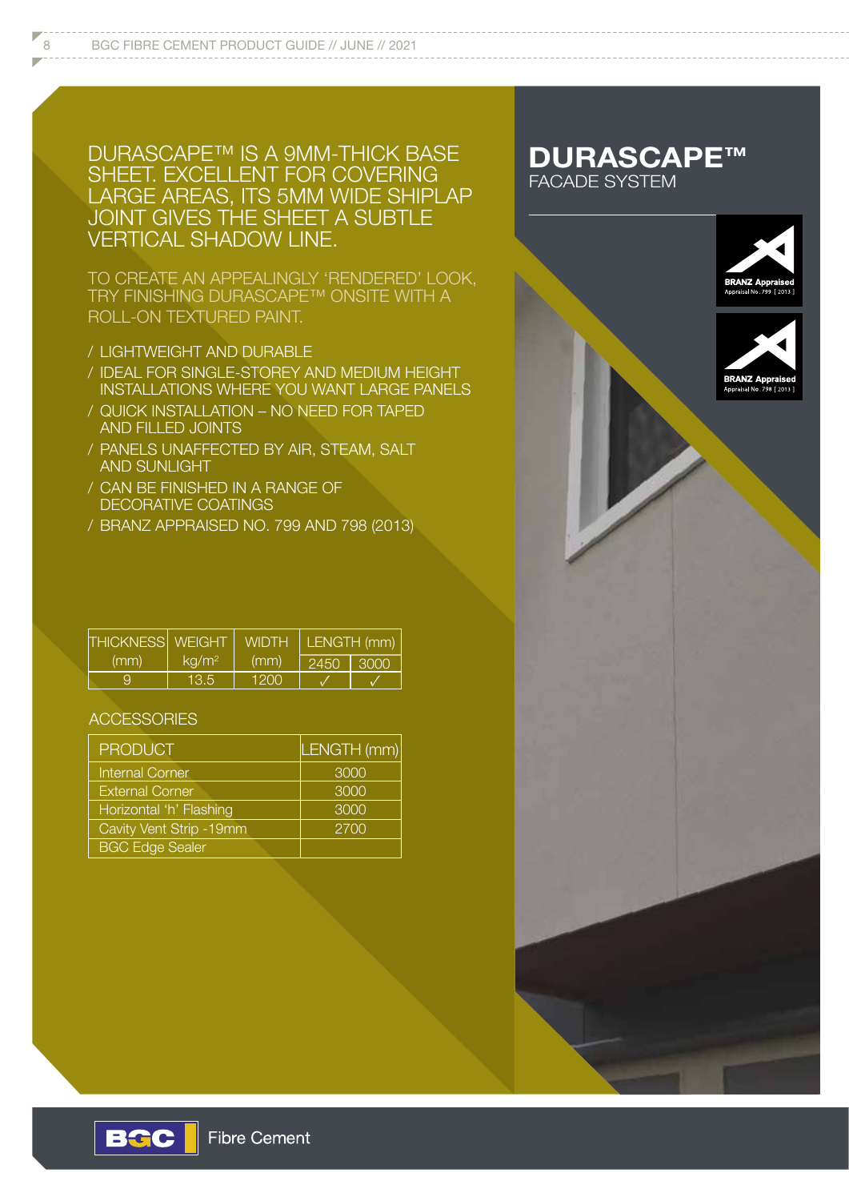# DURASCAPE™

## FACADE SYSTEM

DURASCAPE™ IS A 9MM-THICK BASE SHEET. EXCELLENT FOR COVERING LARGE AREAS, ITS 5MM WIDE SHIPLAP JOINT GIVES THE SHEET A SUBTLE VERTICAL SHADOW LINE.

TO CREATE AN APPEALINGLY 'RENDERED' LOOK, TRY FINISHING DURASCAPE™ ONSITE WITH A ROLL-ON TEXTURED PAINT.

/ LIGHTWEIGHT AND DURABLE
/ IDEAL FOR SINGLE-STOREY AND MEDIUM HEIGHT INSTALLATIONS WHERE YOU WANT LARGE PANELS
/ QUICK INSTALLATION – NO NEED FOR TAPED AND FILLED JOINTS
/ PANELS UNAFFECTED BY AIR, STEAM, SALT AND SUNLIGHT
/ CAN BE FINISHED IN A RANGE OF DECORATIVE COATINGS
/ BRANZ APPRAISED NO. 799 AND 798 (2013)

| THICKNESS (mm) | WEIGHT kg/m² | WIDTH (mm) | LENGTH (mm) | |
|---|---|---|---|---|
| | | | 2450 | 3000 |
| 9 | 13.5 | 1200 | ✓ | ✓ |

### ACCESSORIES

| PRODUCT | LENGTH (mm) |
|---|---|
| Internal Corner | 3000 |
| External Corner | 3000 |
| Horizontal 'h' Flashing | 3000 |
| Cavity Vent Strip -19mm | 2700 |
| BGC Edge Sealer | |

BRANZ Appraised Appraisal No. 799 [ 2013 ]

BRANZ Appraised Appraisal No. 798 [ 2013 ]

BGC Fibre Cement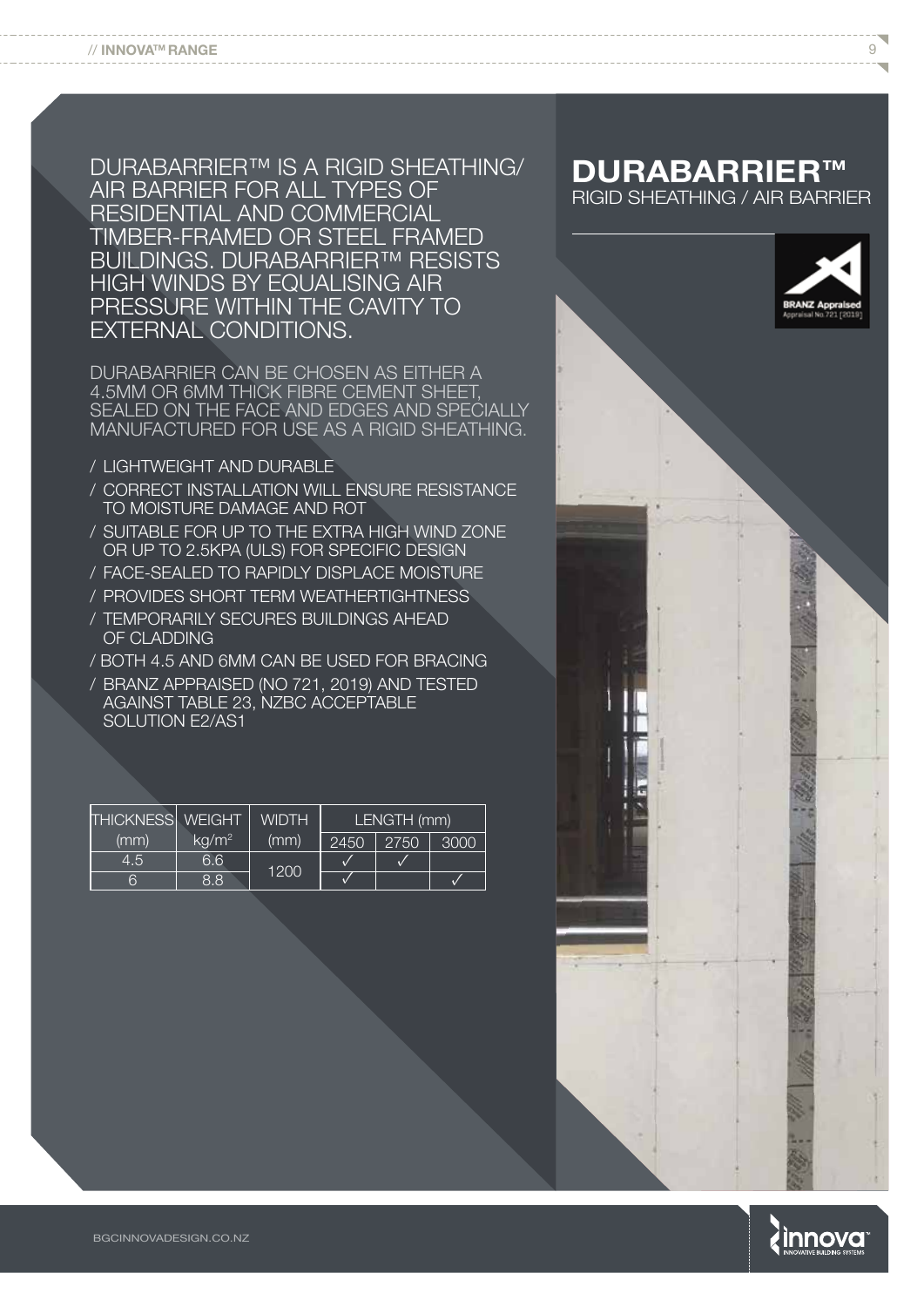# DURABARRIER™

RIGID SHEATHING / AIR BARRIER

DURABARRIER™ IS A RIGID SHEATHING/ AIR BARRIER FOR ALL TYPES OF RESIDENTIAL AND COMMERCIAL TIMBER-FRAMED OR STEEL FRAMED BUILDINGS. DURABARRIER™ RESISTS HIGH WINDS BY EQUALISING AIR PRESSURE WITHIN THE CAVITY TO EXTERNAL CONDITIONS.

DURABARRIER CAN BE CHOSEN AS EITHER A 4.5MM OR 6MM THICK FIBRE CEMENT SHEET, SEALED ON THE FACE AND EDGES AND SPECIALLY MANUFACTURED FOR USE AS A RIGID SHEATHING.

- / LIGHTWEIGHT AND DURABLE
- / CORRECT INSTALLATION WILL ENSURE RESISTANCE TO MOISTURE DAMAGE AND ROT
- / SUITABLE FOR UP TO THE EXTRA HIGH WIND ZONE OR UP TO 2.5KPA (ULS) FOR SPECIFIC DESIGN
- / FACE-SEALED TO RAPIDLY DISPLACE MOISTURE
- / PROVIDES SHORT TERM WEATHERTIGHTNESS
- / TEMPORARILY SECURES BUILDINGS AHEAD OF CLADDING
- / BOTH 4.5 AND 6MM CAN BE USED FOR BRACING
- / BRANZ APPRAISED (NO 721, 2019) AND TESTED AGAINST TABLE 23, NZBC ACCEPTABLE SOLUTION E2/AS1

| THICKNESS (mm) | WEIGHT $kg/m^2$ | WIDTH (mm) | LENGTH (mm) | | |
|---|---|---|---|---|---|
| | | | 2450 | 2750 | 3000 |
| 4.5 | 6.6 | 1200 | ✓ | ✓ | |
| 6 | 8.8 | 1200 | ✓ | | ✓ |

BGCINNOVADESIGN.CO.NZ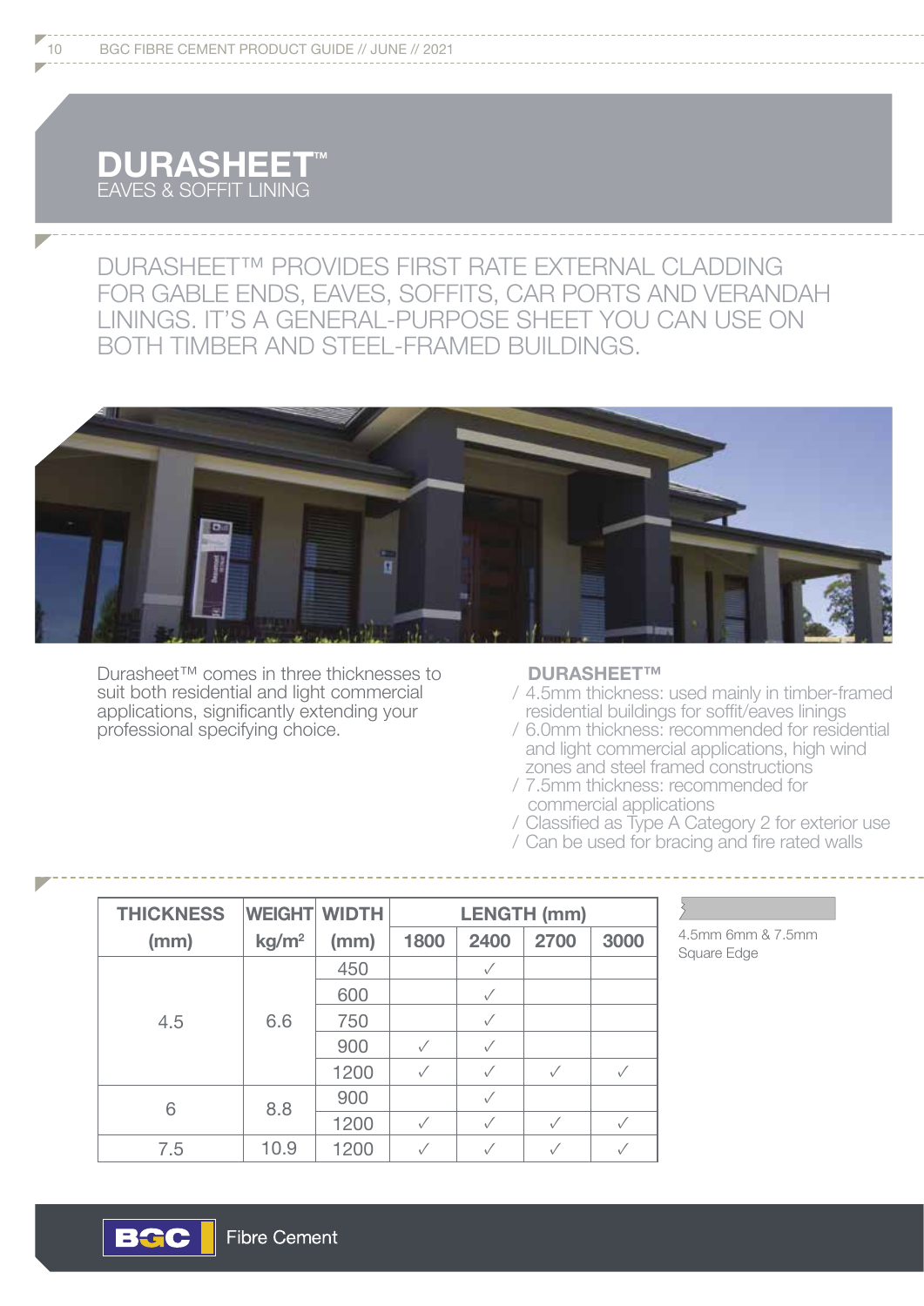# DURASHEET™
EAVES & SOFFIT LINING

DURASHEET™ PROVIDES FIRST RATE EXTERNAL CLADDING FOR GABLE ENDS, EAVES, SOFFITS, CAR PORTS AND VERANDAH LININGS. IT'S A GENERAL-PURPOSE SHEET YOU CAN USE ON BOTH TIMBER AND STEEL-FRAMED BUILDINGS.

Durasheet™ comes in three thicknesses to suit both residential and light commercial applications, significantly extending your professional specifying choice.

**DURASHEET™**

- 4.5mm thickness: used mainly in timber-framed residential buildings for soffit/eaves linings
- 6.0mm thickness: recommended for residential and light commercial applications, high wind zones and steel framed constructions
- 7.5mm thickness: recommended for commercial applications
- Classified as Type A Category 2 for exterior use
- Can be used for bracing and fire rated walls

| THICKNESS (mm) | WEIGHT kg/m² | WIDTH (mm) | LENGTH (mm) | | | |
|---|---|---|---|---|---|---|
| | | | 1800 | 2400 | 2700 | 3000 |
| 4.5 | 6.6 | 450 | | ✓ | | |
| | | 600 | | ✓ | | |
| | | 750 | | ✓ | | |
| | | 900 | ✓ | ✓ | | |
| | | 1200 | ✓ | ✓ | ✓ | ✓ |
| 6 | 8.8 | 900 | | ✓ | | |
| | | 1200 | ✓ | ✓ | ✓ | ✓ |
| 7.5 | 10.9 | 1200 | ✓ | ✓ | ✓ | ✓ |

4.5mm 6mm & 7.5mm Square Edge

BGC Fibre Cement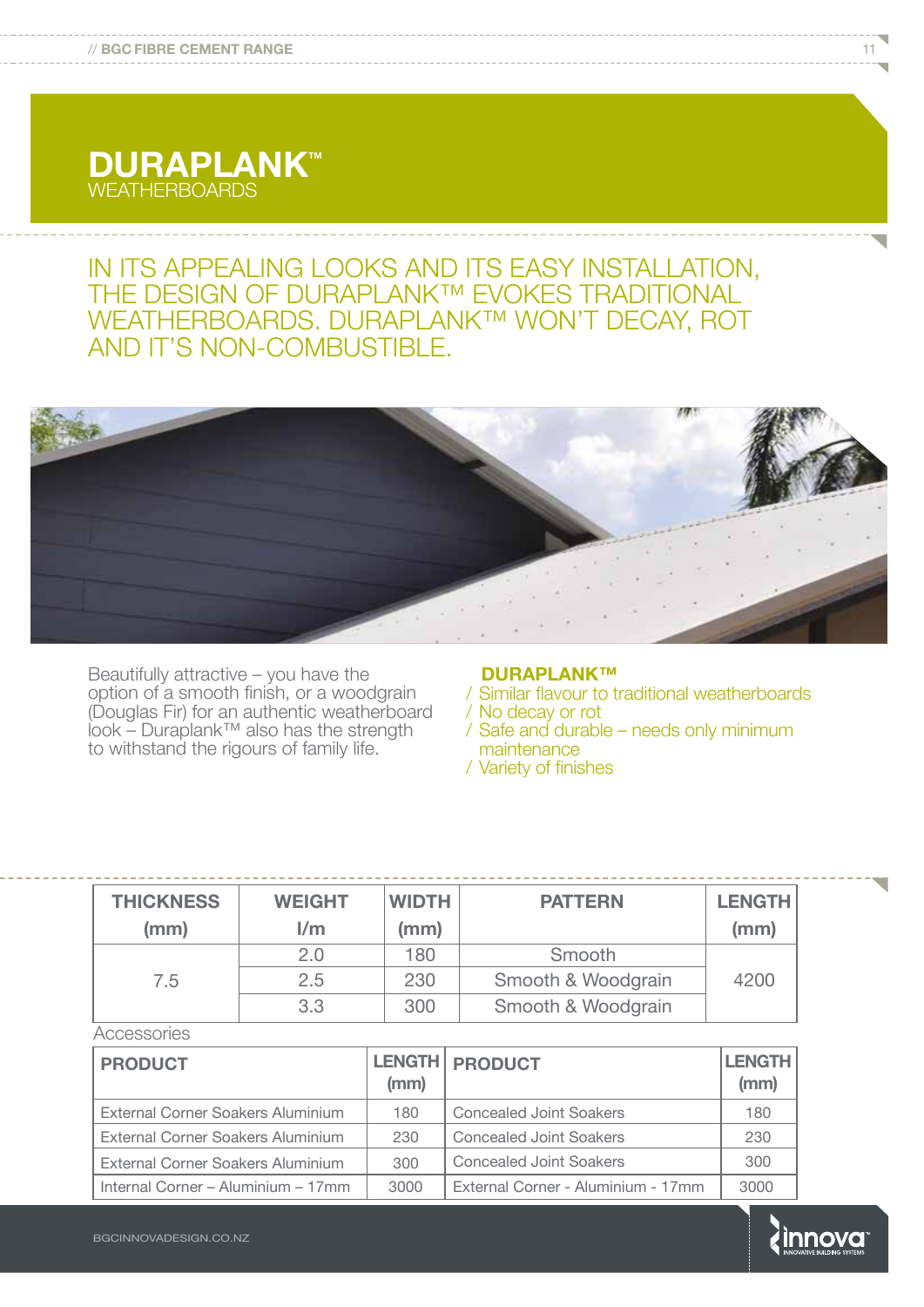# DURAPLANK™

## WEATHERBOARDS

IN ITS APPEALING LOOKS AND ITS EASY INSTALLATION, THE DESIGN OF DURAPLANK™ EVOKES TRADITIONAL WEATHERBOARDS. DURAPLANK™ WON'T DECAY, ROT AND IT'S NON-COMBUSTIBLE.

Beautifully attractive – you have the option of a smooth finish, or a woodgrain (Douglas Fir) for an authentic weatherboard look – Duraplank™ also has the strength to withstand the rigours of family life.

**DURAPLANK™**

/ Similar flavour to traditional weatherboards
/ No decay or rot
/ Safe and durable – needs only minimum maintenance
/ Variety of finishes

| THICKNESS (mm) | WEIGHT l/m | WIDTH (mm) | PATTERN | LENGTH (mm) |
|---|---|---|---|---|
| 7.5 | 2.0 | 180 | Smooth | 4200 |
| | 2.5 | 230 | Smooth & Woodgrain | |
| | 3.3 | 300 | Smooth & Woodgrain | |

Accessories

| PRODUCT | LENGTH (mm) | PRODUCT | LENGTH (mm) |
|---|---|---|---|
| External Corner Soakers Aluminium | 180 | Concealed Joint Soakers | 180 |
| External Corner Soakers Aluminium | 230 | Concealed Joint Soakers | 230 |
| External Corner Soakers Aluminium | 300 | Concealed Joint Soakers | 300 |
| Internal Corner – Aluminium – 17mm | 3000 | External Corner - Aluminium - 17mm | 3000 |

BGCINNOVADESIGN.CO.NZ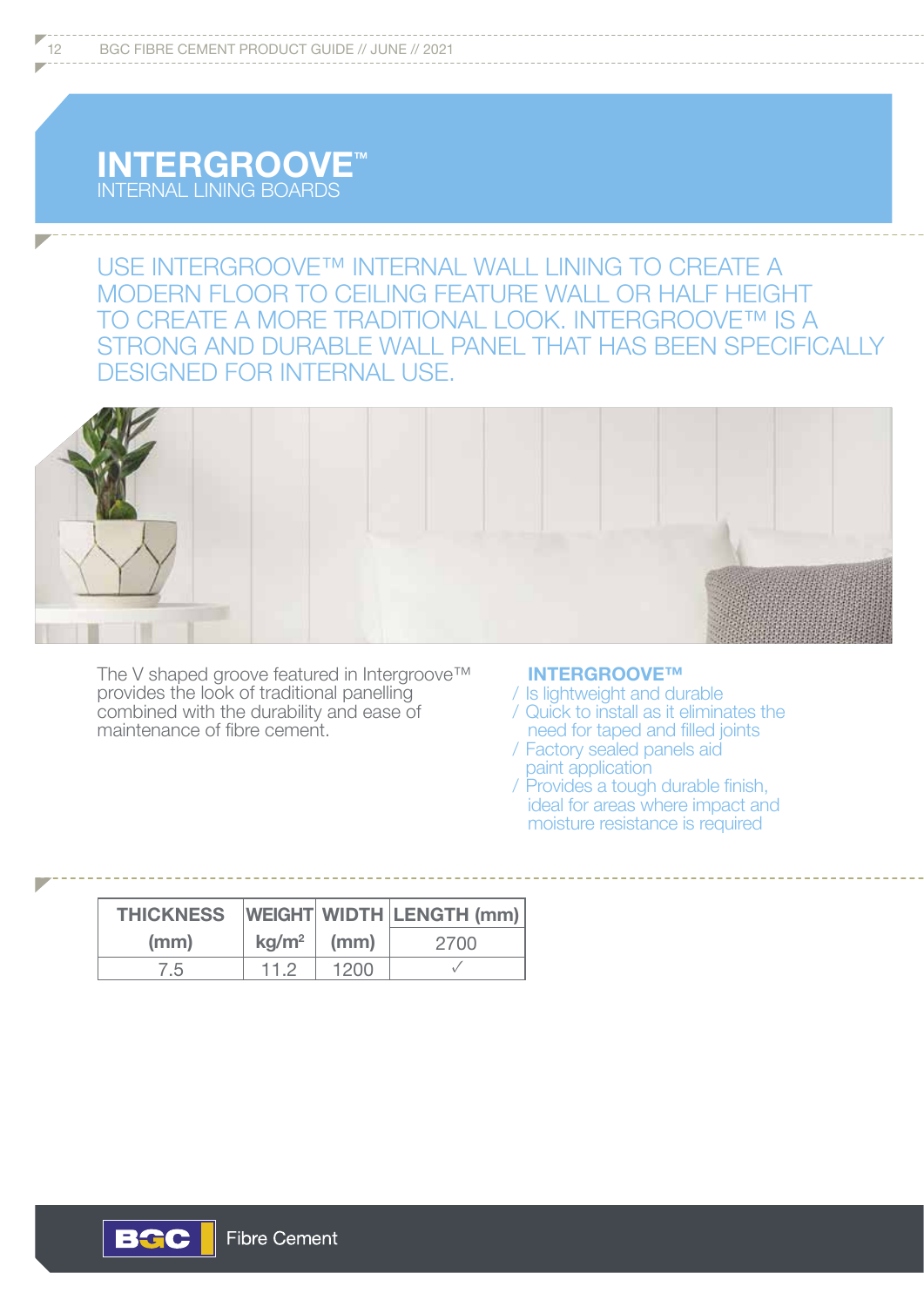# INTERGROOVE™

## INTERNAL LINING BOARDS

USE INTERGROOVE™ INTERNAL WALL LINING TO CREATE A MODERN FLOOR TO CEILING FEATURE WALL OR HALF HEIGHT TO CREATE A MORE TRADITIONAL LOOK. INTERGROOVE™ IS A STRONG AND DURABLE WALL PANEL THAT HAS BEEN SPECIFICALLY DESIGNED FOR INTERNAL USE.

The V shaped groove featured in Intergroove™ provides the look of traditional panelling combined with the durability and ease of maintenance of fibre cement.

### INTERGROOVE™

- Is lightweight and durable
- Quick to install as it eliminates the need for taped and filled joints
- Factory sealed panels aid paint application
- Provides a tough durable finish, ideal for areas where impact and moisture resistance is required

| THICKNESS (mm) | WEIGHT kg/m² | WIDTH (mm) | LENGTH (mm) |
|---|---|---|---|
| | | | 2700 |
| 7.5 | 11.2 | 1200 | ✓ |

BGC Fibre Cement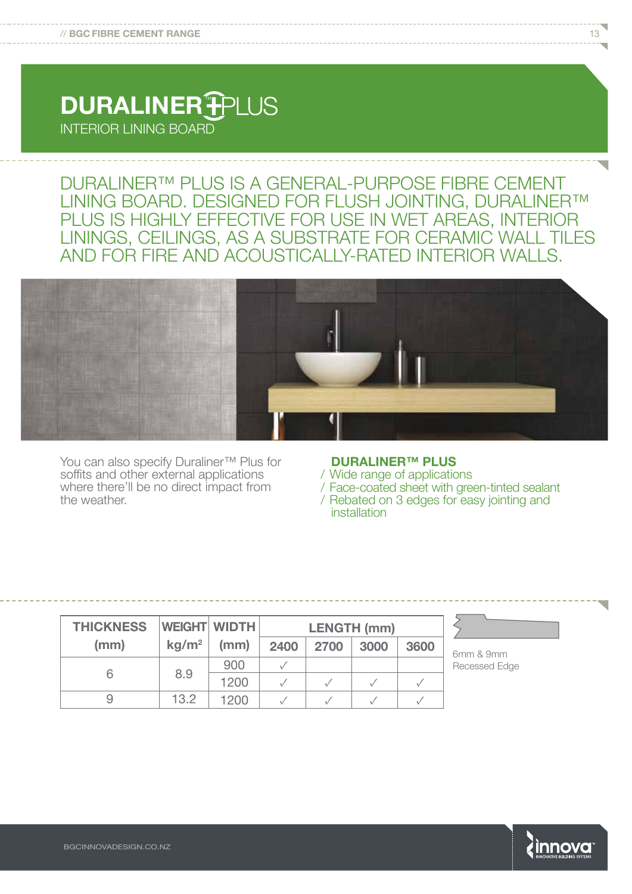# DURALINER™ PLUS

INTERIOR LINING BOARD

## DURALINER™ PLUS IS A GENERAL-PURPOSE FIBRE CEMENT LINING BOARD. DESIGNED FOR FLUSH JOINTING, DURALINER™ PLUS IS HIGHLY EFFECTIVE FOR USE IN WET AREAS, INTERIOR LININGS, CEILINGS, AS A SUBSTRATE FOR CERAMIC WALL TILES AND FOR FIRE AND ACOUSTICALLY-RATED INTERIOR WALLS.

You can also specify Duraliner™ Plus for soffits and other external applications where there'll be no direct impact from the weather.

**DURALINER™ PLUS**

/ Wide range of applications
/ Face-coated sheet with green-tinted sealant
/ Rebated on 3 edges for easy jointing and installation

| THICKNESS (mm) | WEIGHT kg/m² | WIDTH (mm) | LENGTH (mm) | | | |
|---|---|---|---|---|---|---|
| | | | 2400 | 2700 | 3000 | 3600 |
| 6 | 8.9 | 900 | ✓ | | | |
| | | 1200 | ✓ | ✓ | ✓ | ✓ |
| 9 | 13.2 | 1200 | ✓ | ✓ | ✓ | ✓ |

6mm & 9mm Recessed Edge

BGCINNOVADESIGN.CO.NZ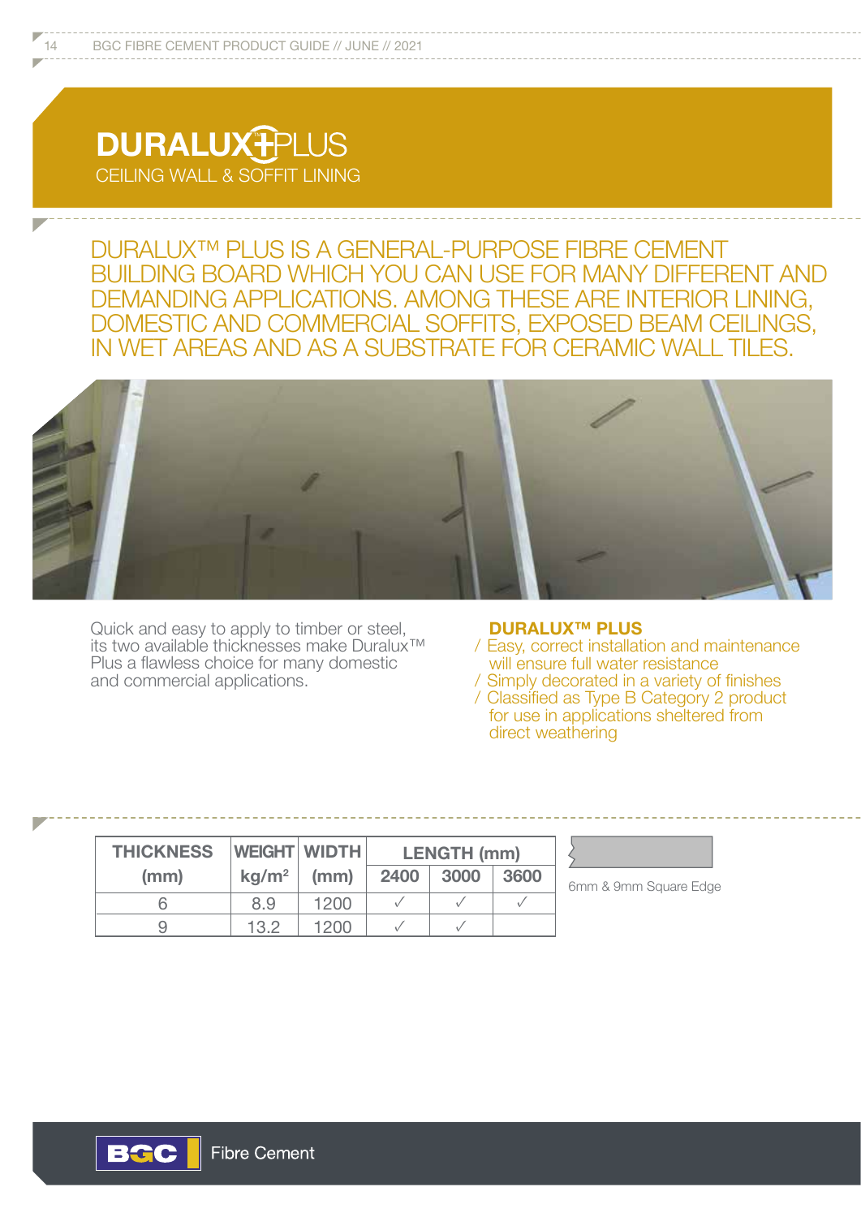# DURALUX™ PLUS

## CEILING WALL & SOFFIT LINING

DURALUX™ PLUS IS A GENERAL-PURPOSE FIBRE CEMENT BUILDING BOARD WHICH YOU CAN USE FOR MANY DIFFERENT AND DEMANDING APPLICATIONS. AMONG THESE ARE INTERIOR LINING, DOMESTIC AND COMMERCIAL SOFFITS, EXPOSED BEAM CEILINGS, IN WET AREAS AND AS A SUBSTRATE FOR CERAMIC WALL TILES.

Quick and easy to apply to timber or steel, its two available thicknesses make Duralux™ Plus a flawless choice for many domestic and commercial applications.

**DURALUX™ PLUS**

- Easy, correct installation and maintenance will ensure full water resistance
- Simply decorated in a variety of finishes
- Classified as Type B Category 2 product for use in applications sheltered from direct weathering

| THICKNESS (mm) | WEIGHT kg/m² | WIDTH (mm) | LENGTH (mm) | | |
|---|---|---|---|---|---|
| | | | 2400 | 3000 | 3600 |
| 6 | 8.9 | 1200 | ✓ | ✓ | ✓ |
| 9 | 13.2 | 1200 | ✓ | ✓ | |

6mm & 9mm Square Edge

BGC Fibre Cement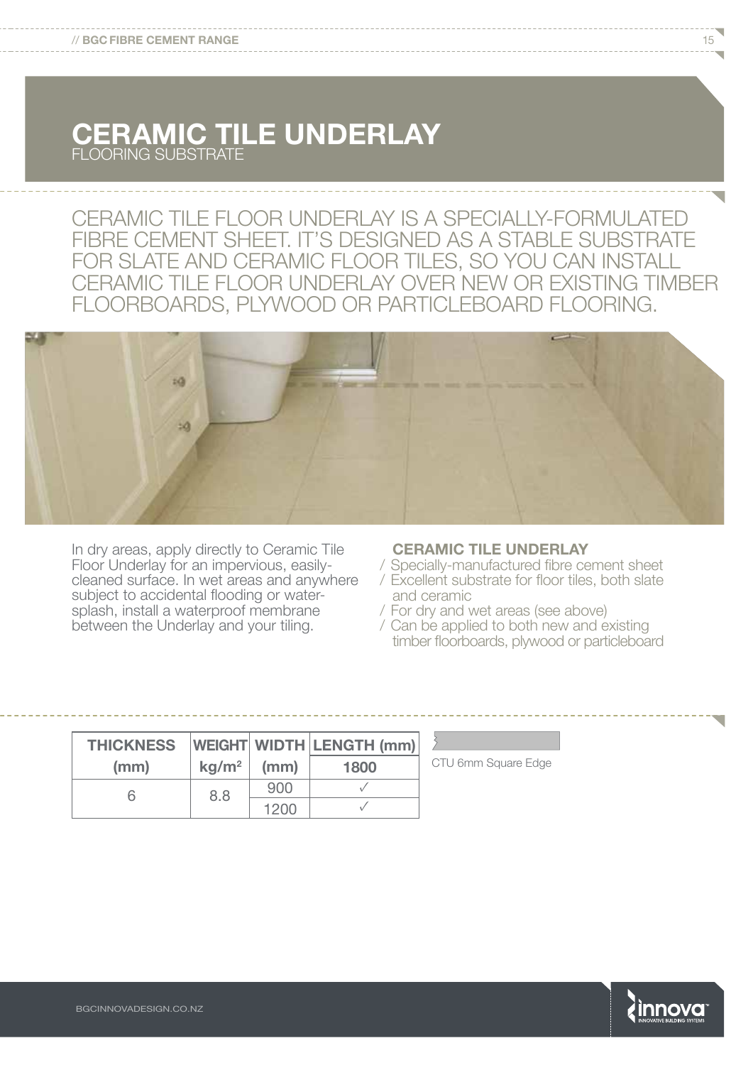# CERAMIC TILE UNDERLAY

FLOORING SUBSTRATE

CERAMIC TILE FLOOR UNDERLAY IS A SPECIALLY-FORMULATED FIBRE CEMENT SHEET. IT'S DESIGNED AS A STABLE SUBSTRATE FOR SLATE AND CERAMIC FLOOR TILES, SO YOU CAN INSTALL CERAMIC TILE FLOOR UNDERLAY OVER NEW OR EXISTING TIMBER FLOORBOARDS, PLYWOOD OR PARTICLEBOARD FLOORING.

In dry areas, apply directly to Ceramic Tile Floor Underlay for an impervious, easily-cleaned surface. In wet areas and anywhere subject to accidental flooding or water-splash, install a waterproof membrane between the Underlay and your tiling.

**CERAMIC TILE UNDERLAY**

/ Specially-manufactured fibre cement sheet
/ Excellent substrate for floor tiles, both slate and ceramic
/ For dry and wet areas (see above)
/ Can be applied to both new and existing timber floorboards, plywood or particleboard

| THICKNESS (mm) | WEIGHT kg/m² | WIDTH (mm) | LENGTH (mm) 1800 |
|---|---|---|---|
| 6 | 8.8 | 900 | ✓ |
| | | 1200 | ✓ |

CTU 6mm Square Edge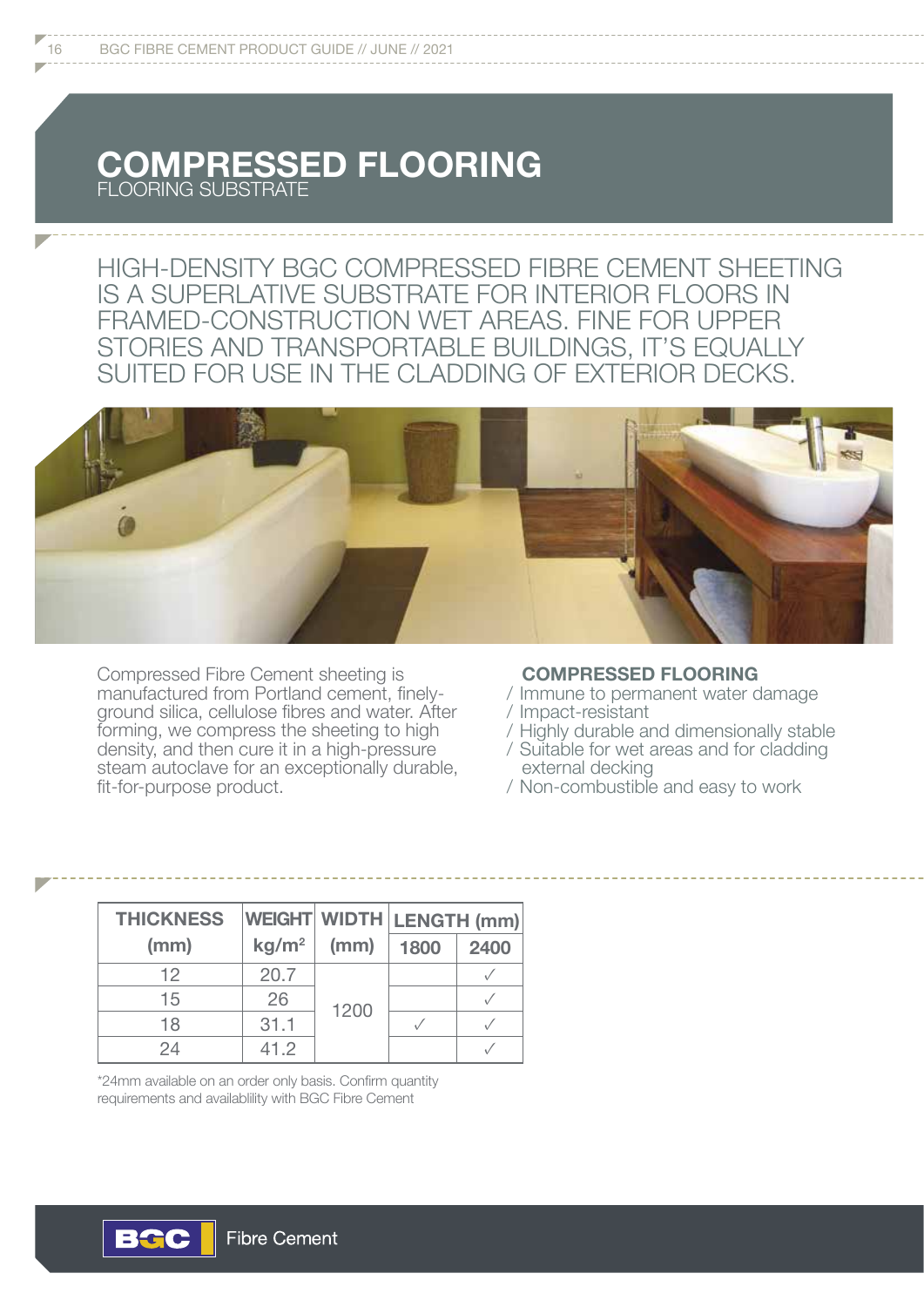# COMPRESSED FLOORING

FLOORING SUBSTRATE

HIGH-DENSITY BGC COMPRESSED FIBRE CEMENT SHEETING IS A SUPERLATIVE SUBSTRATE FOR INTERIOR FLOORS IN FRAMED-CONSTRUCTION WET AREAS. FINE FOR UPPER STORIES AND TRANSPORTABLE BUILDINGS, IT'S EQUALLY SUITED FOR USE IN THE CLADDING OF EXTERIOR DECKS.

Compressed Fibre Cement sheeting is manufactured from Portland cement, finely-ground silica, cellulose fibres and water. After forming, we compress the sheeting to high density, and then cure it in a high-pressure steam autoclave for an exceptionally durable, fit-for-purpose product.

**COMPRESSED FLOORING**

/ Immune to permanent water damage
/ Impact-resistant
/ Highly durable and dimensionally stable
/ Suitable for wet areas and for cladding external decking
/ Non-combustible and easy to work

| THICKNESS (mm) | WEIGHT kg/m$^2$ | WIDTH (mm) | LENGTH (mm) | |
|---|---|---|---|---|
| | | | 1800 | 2400 |
| 12 | 20.7 | 1200 | | ✓ |
| 15 | 26 | 1200 | | ✓ |
| 18 | 31.1 | 1200 | ✓ | ✓ |
| 24 | 41.2 | 1200 | | ✓ |

*24mm available on an order only basis. Confirm quantity requirements and availablility with BGC Fibre Cement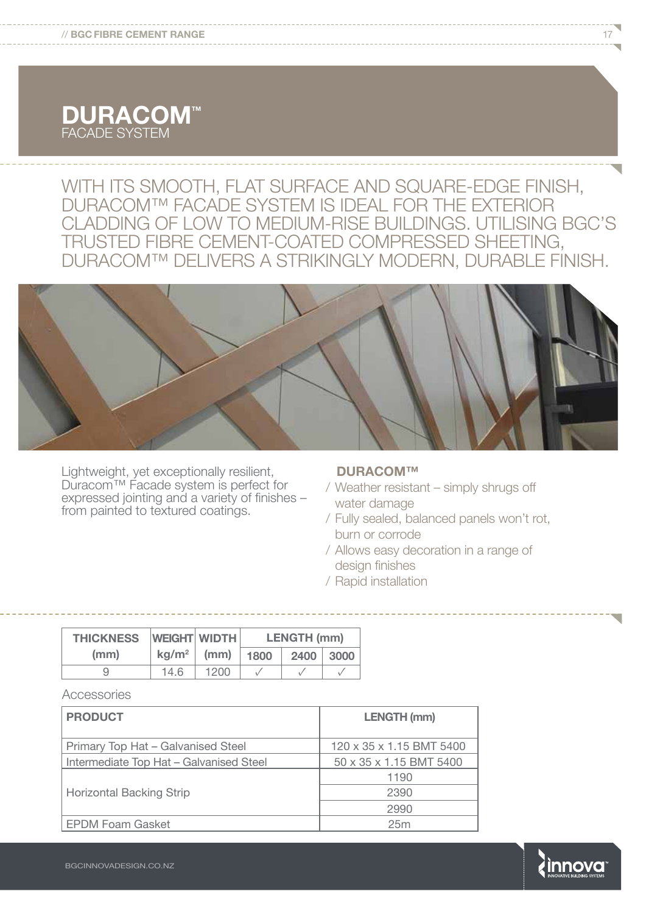# DURACOM™

FACADE SYSTEM

WITH ITS SMOOTH, FLAT SURFACE AND SQUARE-EDGE FINISH, DURACOM™ FACADE SYSTEM IS IDEAL FOR THE EXTERIOR CLADDING OF LOW TO MEDIUM-RISE BUILDINGS. UTILISING BGC'S TRUSTED FIBRE CEMENT-COATED COMPRESSED SHEETING, DURACOM™ DELIVERS A STRIKINGLY MODERN, DURABLE FINISH.

Lightweight, yet exceptionally resilient, Duracom™ Facade system is perfect for expressed jointing and a variety of finishes – from painted to textured coatings.

**DURACOM™**

/ Weather resistant – simply shrugs off water damage

/ Fully sealed, balanced panels won't rot, burn or corrode

/ Allows easy decoration in a range of design finishes

/ Rapid installation

| THICKNESS (mm) | WEIGHT kg/m² | WIDTH (mm) | LENGTH (mm) | | |
|---|---|---|---|---|---|
| | | | 1800 | 2400 | 3000 |
| 9 | 14.6 | 1200 | ✓ | ✓ | ✓ |

Accessories

| PRODUCT | LENGTH (mm) |
|---|---|
| Primary Top Hat – Galvanised Steel | 120 x 35 x 1.15 BMT 5400 |
| Intermediate Top Hat – Galvanised Steel | 50 x 35 x 1.15 BMT 5400 |
| Horizontal Backing Strip | 1190 |
| | 2390 |
| | 2990 |
| EPDM Foam Gasket | 25m |

BGCINNOVADESIGN.CO.NZ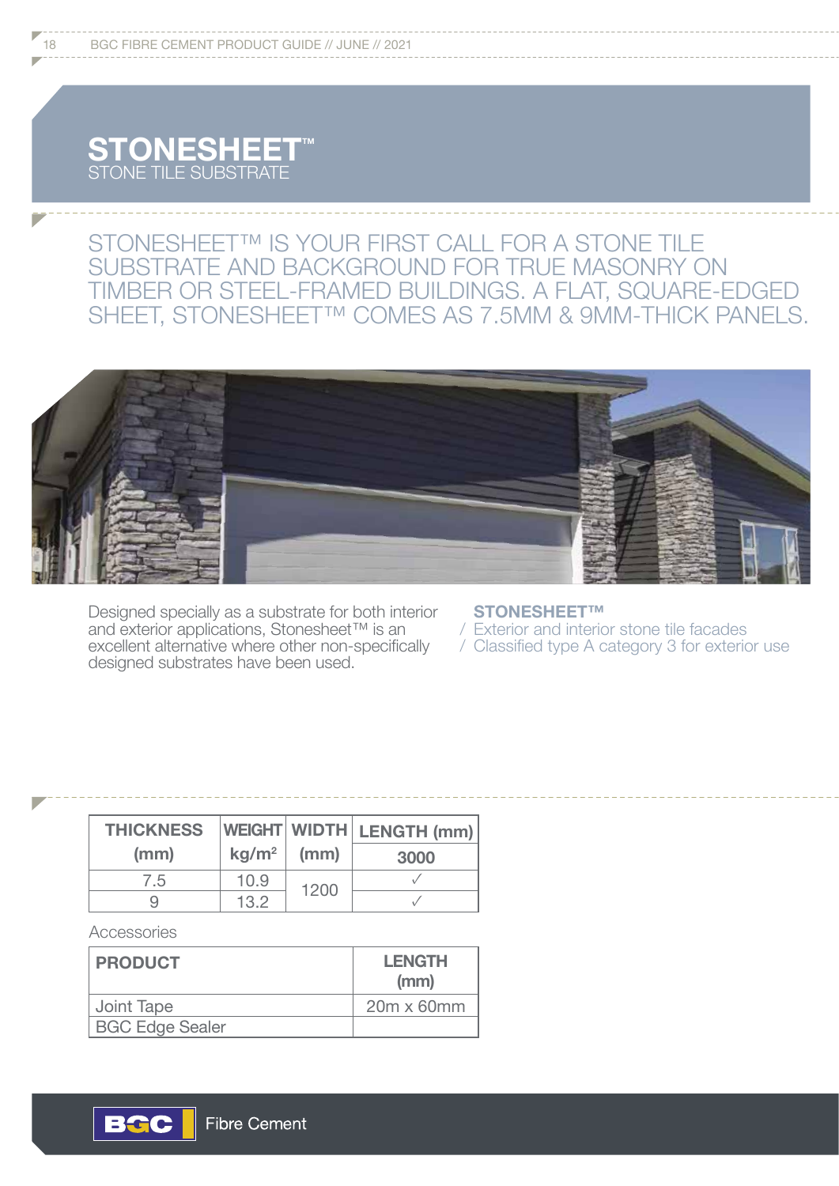# STONESHEET™

STONE TILE SUBSTRATE

STONESHEET™ IS YOUR FIRST CALL FOR A STONE TILE SUBSTRATE AND BACKGROUND FOR TRUE MASONRY ON TIMBER OR STEEL-FRAMED BUILDINGS. A FLAT, SQUARE-EDGED SHEET, STONESHEET™ COMES AS 7.5MM & 9MM-THICK PANELS.

Designed specially as a substrate for both interior and exterior applications, Stonesheet™ is an excellent alternative where other non-specifically designed substrates have been used.

**STONESHEET™**

/ Exterior and interior stone tile facades
/ Classified type A category 3 for exterior use

| THICKNESS (mm) | WEIGHT kg/m² | WIDTH (mm) | LENGTH (mm) |
|---|---|---|---|
| | | | 3000 |
| 7.5 | 10.9 | 1200 | ✓ |
| 9 | 13.2 | | ✓ |

Accessories

| PRODUCT | LENGTH (mm) |
|---|---|
| Joint Tape | 20m x 60mm |
| BGC Edge Sealer | |

BGC Fibre Cement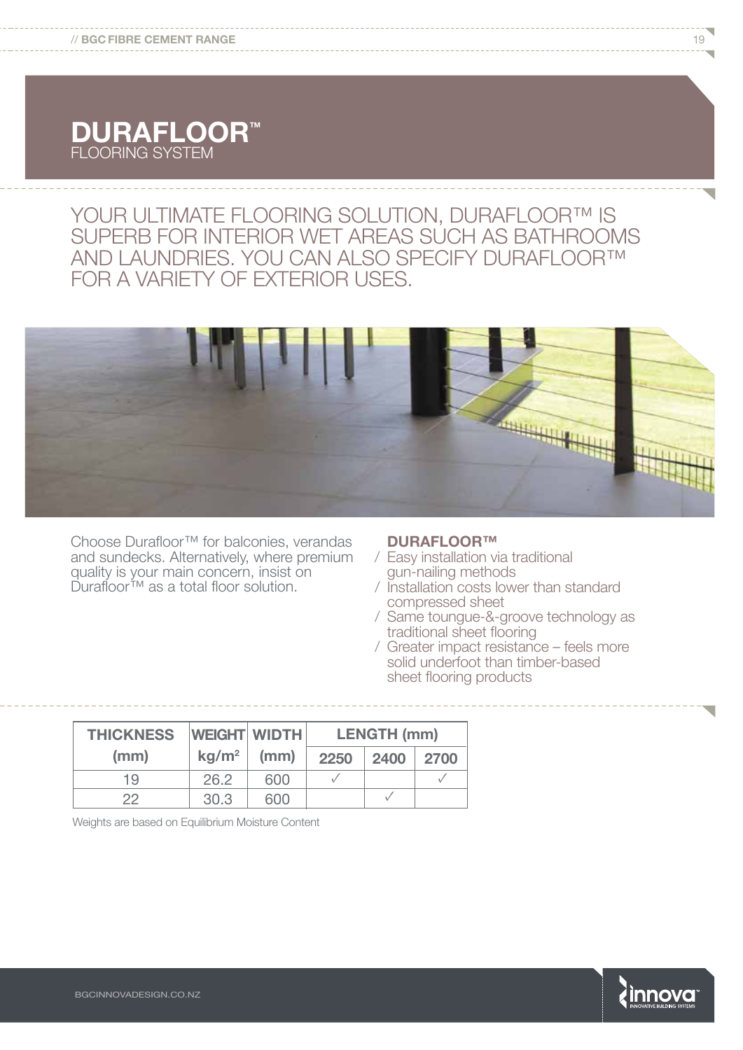# DURAFLOOR™

FLOORING SYSTEM

YOUR ULTIMATE FLOORING SOLUTION, DURAFLOOR™ IS SUPERB FOR INTERIOR WET AREAS SUCH AS BATHROOMS AND LAUNDRIES. YOU CAN ALSO SPECIFY DURAFLOOR™ FOR A VARIETY OF EXTERIOR USES.

Choose Durafloor™ for balconies, verandas and sundecks. Alternatively, where premium quality is your main concern, insist on Durafloor™ as a total floor solution.

### DURAFLOOR™

/ Easy installation via traditional gun-nailing methods
/ Installation costs lower than standard compressed sheet
/ Same toungue-&-groove technology as traditional sheet flooring
/ Greater impact resistance – feels more solid underfoot than timber-based sheet flooring products

| THICKNESS (mm) | WEIGHT kg/m² | WIDTH (mm) | LENGTH (mm) | | |
|---|---|---|---|---|---|
| | | | 2250 | 2400 | 2700 |
| 19 | 26.2 | 600 | ✓ | | ✓ |
| 22 | 30.3 | 600 | | ✓ | |

Weights are based on Equilibrium Moisture Content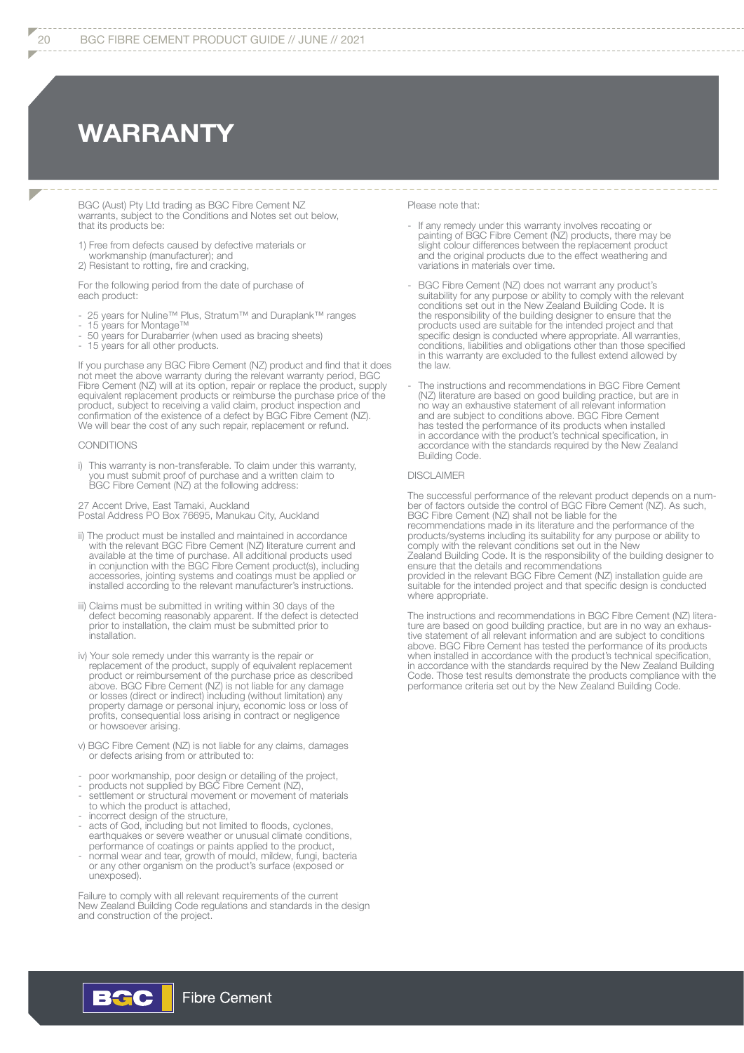# WARRANTY

BGC (Aust) Pty Ltd trading as BGC Fibre Cement NZ warrants, subject to the Conditions and Notes set out below, that its products be:

1) Free from defects caused by defective materials or workmanship (manufacturer); and
2) Resistant to rotting, fire and cracking,

For the following period from the date of purchase of each product:

- 25 years for Nuline™ Plus, Stratum™ and Duraplank™ ranges
- 15 years for Montage™
- 50 years for Durabarrier (when used as bracing sheets)
- 15 years for all other products.

If you purchase any BGC Fibre Cement (NZ) product and find that it does not meet the above warranty during the relevant warranty period, BGC Fibre Cement (NZ) will at its option, repair or replace the product, supply equivalent replacement products or reimburse the purchase price of the product, subject to receiving a valid claim, product inspection and confirmation of the existence of a defect by BGC Fibre Cement (NZ). We will bear the cost of any such repair, replacement or refund.

CONDITIONS

i) This warranty is non-transferable. To claim under this warranty, you must submit proof of purchase and a written claim to BGC Fibre Cement (NZ) at the following address:

27 Accent Drive, East Tamaki, Auckland
Postal Address PO Box 76695, Manukau City, Auckland

ii) The product must be installed and maintained in accordance with the relevant BGC Fibre Cement (NZ) literature current and available at the time of purchase. All additional products used in conjunction with the BGC Fibre Cement product(s), including accessories, jointing systems and coatings must be applied or installed according to the relevant manufacturer's instructions.

iii) Claims must be submitted in writing within 30 days of the defect becoming reasonably apparent. If the defect is detected prior to installation, the claim must be submitted prior to installation.

iv) Your sole remedy under this warranty is the repair or replacement of the product, supply of equivalent replacement product or reimbursement of the purchase price as described above. BGC Fibre Cement (NZ) is not liable for any damage or losses (direct or indirect) including (without limitation) any property damage or personal injury, economic loss or loss of profits, consequential loss arising in contract or negligence or howsoever arising.

v) BGC Fibre Cement (NZ) is not liable for any claims, damages or defects arising from or attributed to:

- poor workmanship, poor design or detailing of the project,
- products not supplied by BGC Fibre Cement (NZ),
- settlement or structural movement or movement of materials to which the product is attached,
- incorrect design of the structure,
- acts of God, including but not limited to floods, cyclones, earthquakes or severe weather or unusual climate conditions, performance of coatings or paints applied to the product,
- normal wear and tear, growth of mould, mildew, fungi, bacteria or any other organism on the product's surface (exposed or unexposed).

Failure to comply with all relevant requirements of the current New Zealand Building Code regulations and standards in the design and construction of the project.

Please note that:

- If any remedy under this warranty involves recoating or painting of BGC Fibre Cement (NZ) products, there may be slight colour differences between the replacement product and the original products due to the effect weathering and variations in materials over time.

- BGC Fibre Cement (NZ) does not warrant any product's suitability for any purpose or ability to comply with the relevant conditions set out in the New Zealand Building Code. It is the responsibility of the building designer to ensure that the products used are suitable for the intended project and that specific design is conducted where appropriate. All warranties, conditions, liabilities and obligations other than those specified in this warranty are excluded to the fullest extend allowed by the law.

- The instructions and recommendations in BGC Fibre Cement (NZ) literature are based on good building practice, but are in no way an exhaustive statement of all relevant information and are subject to conditions above. BGC Fibre Cement has tested the performance of its products when installed in accordance with the product's technical specification, in accordance with the standards required by the New Zealand Building Code.

DISCLAIMER

The successful performance of the relevant product depends on a number of factors outside the control of BGC Fibre Cement (NZ). As such, BGC Fibre Cement (NZ) shall not be liable for the recommendations made in its literature and the performance of the products/systems including its suitability for any purpose or ability to comply with the relevant conditions set out in the New Zealand Building Code. It is the responsibility of the building designer to ensure that the details and recommendations provided in the relevant BGC Fibre Cement (NZ) installation guide are suitable for the intended project and that specific design is conducted where appropriate.

The instructions and recommendations in BGC Fibre Cement (NZ) literature are based on good building practice, but are in no way an exhaustive statement of all relevant information and are subject to conditions above. BGC Fibre Cement has tested the performance of its products when installed in accordance with the product's technical specification, in accordance with the standards required by the New Zealand Building Code. Those test results demonstrate the products compliance with the performance criteria set out by the New Zealand Building Code.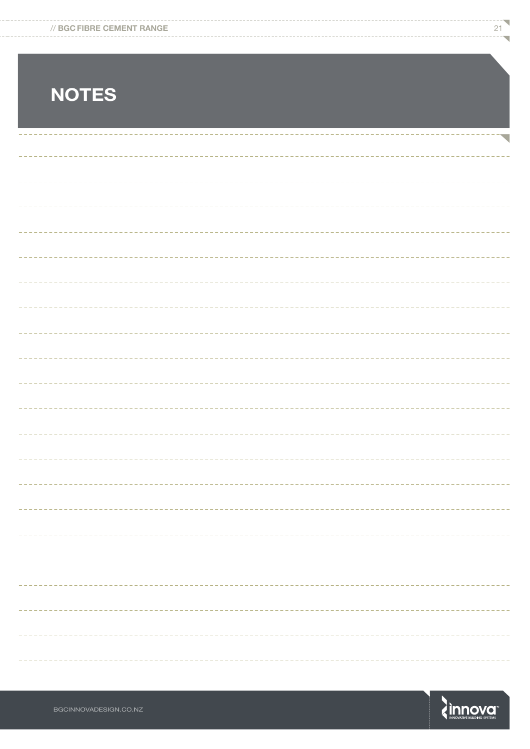# NOTES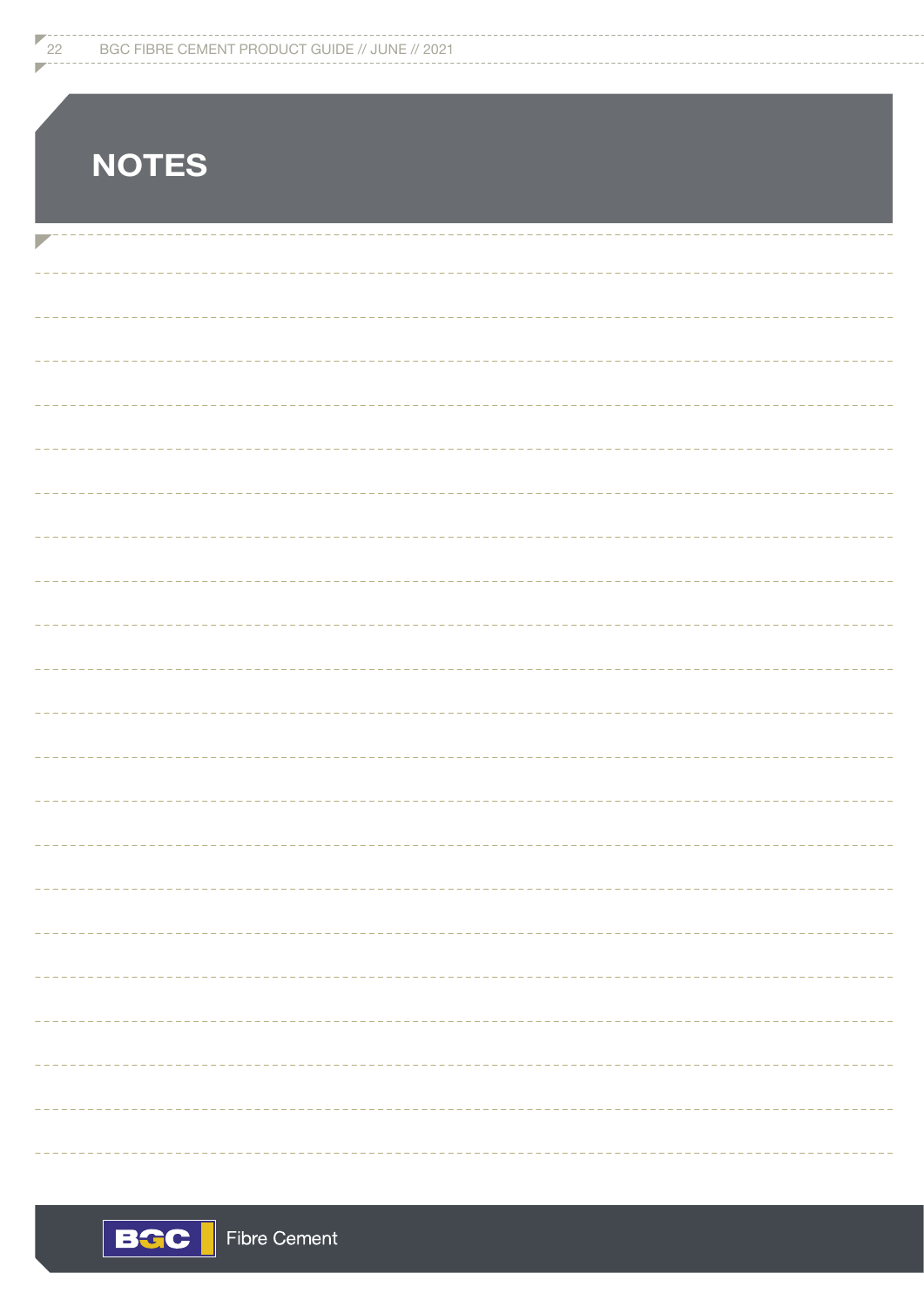# NOTES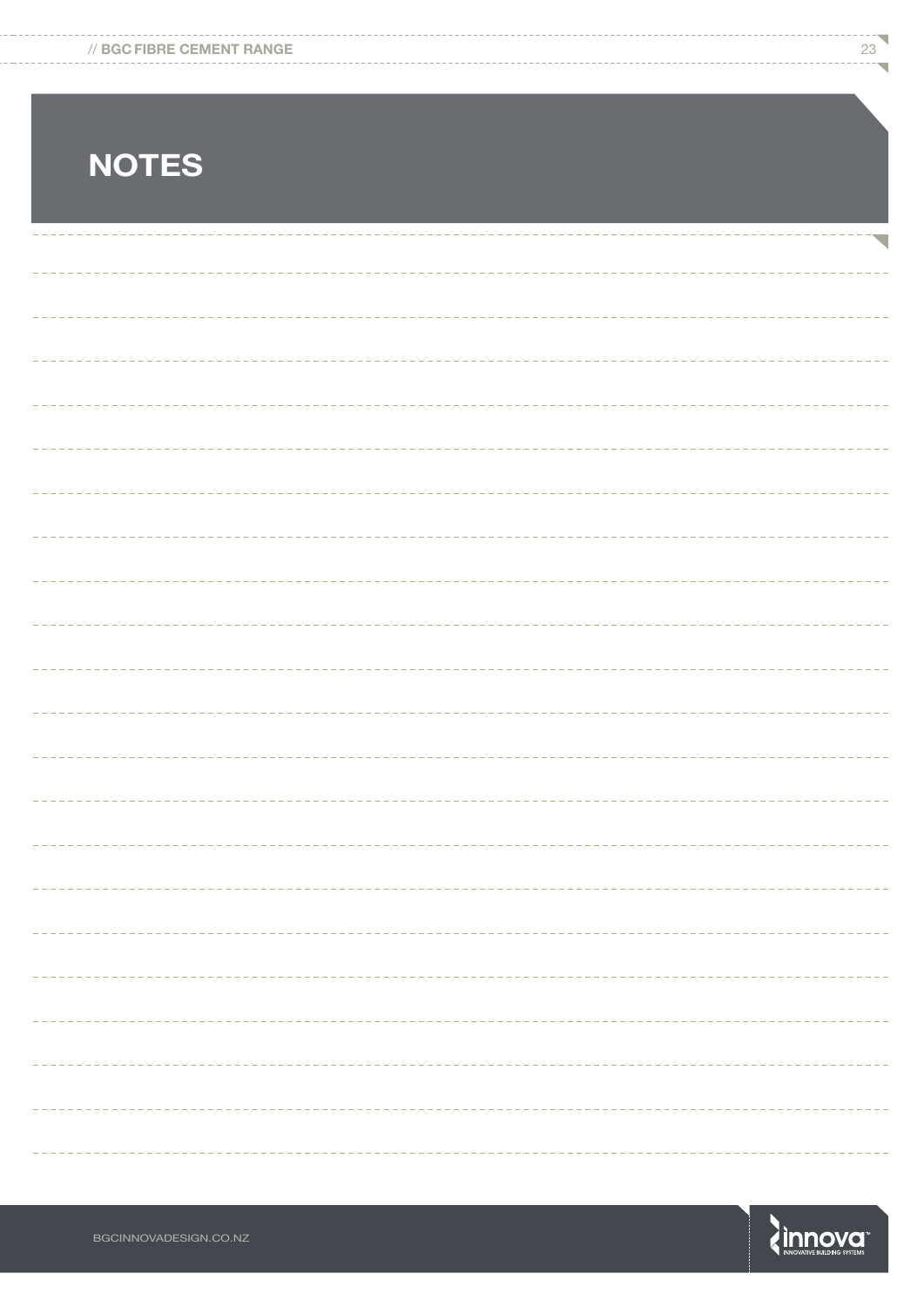# NOTES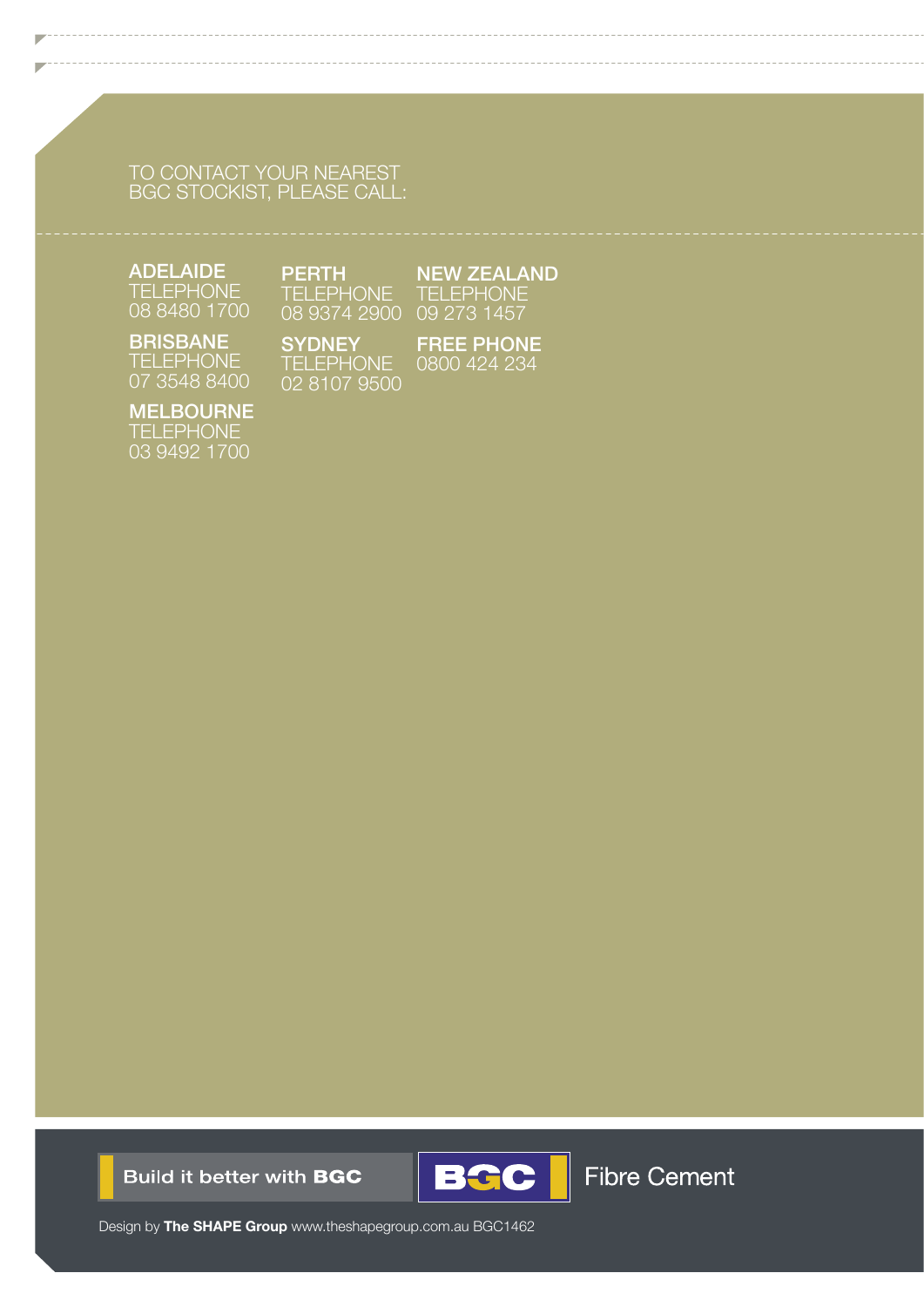TO CONTACT YOUR NEAREST BGC STOCKIST, PLEASE CALL:

**ADELAIDE**
TELEPHONE
08 8480 1700

**BRISBANE**
TELEPHONE
07 3548 8400

**MELBOURNE**
TELEPHONE
03 9492 1700

**PERTH**
TELEPHONE
08 9374 2900

**SYDNEY**
TELEPHONE
02 8107 9500

**NEW ZEALAND**
TELEPHONE
09 273 1457

**FREE PHONE**
0800 424 234

Build it better with **BGC**

BGC Fibre Cement

Design by **The SHAPE Group** www.theshapegroup.com.au BGC1462